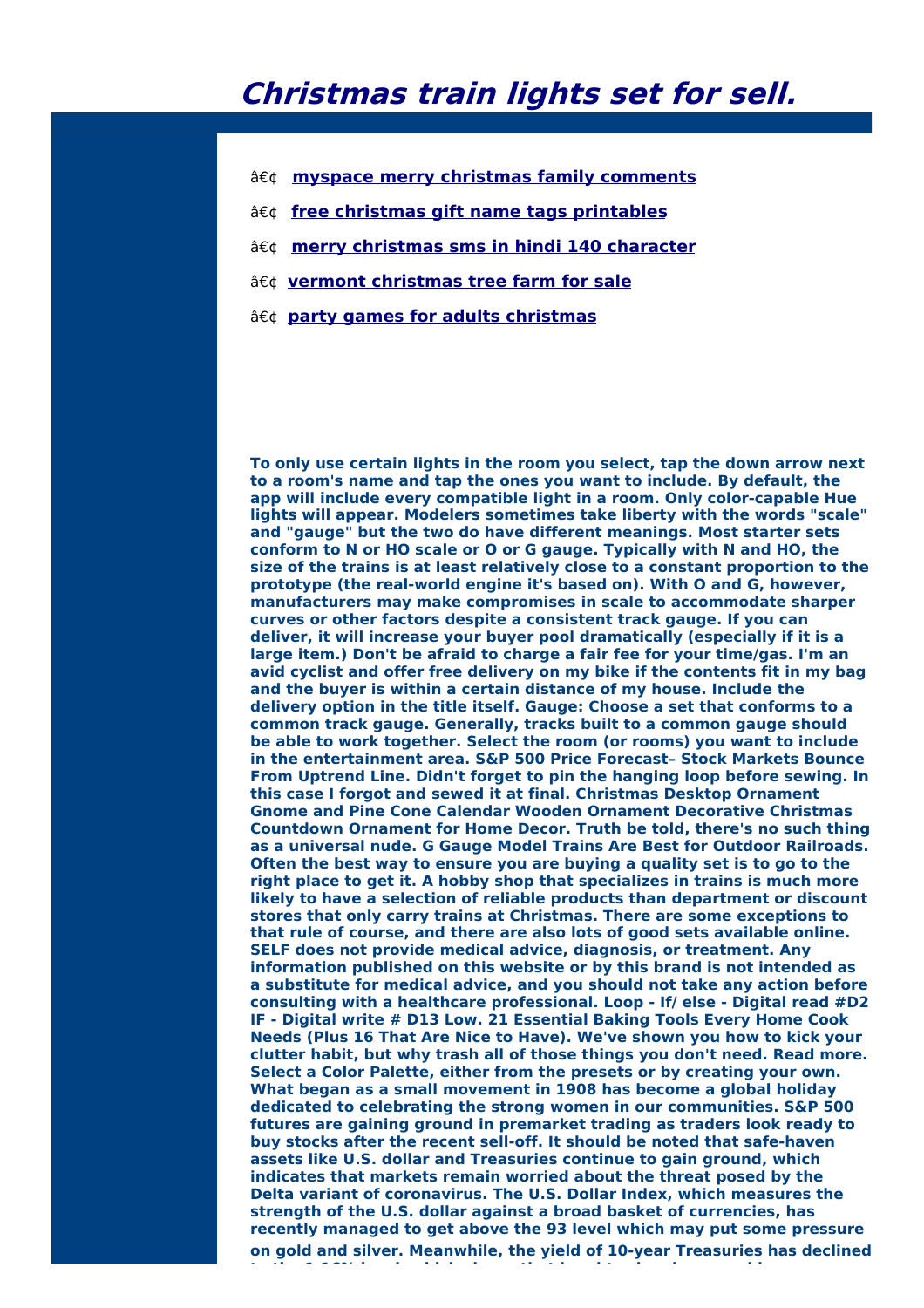# Christmas train lights set for sell.

- â€¢ myspace merry christmas family comments
- â€¢ free christmas gift name tags printables
- â€¢ merry christmas sms in hindi 140 character
- â€¢ vermont christmas tree farm for sale
- â€¢ party games for adults christmas

**To only use certain lights in the room you select, tap the down arrow next to a room's name and tap the ones you want to include. By default, the app will include every compatible light in a room. Only color-capable Hue lights will appear. Modelers sometimes take liberty with the words "scale" and "gauge" but the two do have different meanings. Most starter sets conform to N or HO scale or O or G gauge. Typically with N and HO, the size of the trains is at least relatively close to a constant proportion to the prototype (the real-world engine it's based on). With O and G, however, manufacturers may make compromises in scale to accommodate sharper curves or other factors despite a consistent track gauge. If you can deliver, it will increase your buyer pool dramatically (especially if it is a large item.) Don't be afraid to charge a fair fee for your time/gas. I'm an avid cyclist and offer free delivery on my bike if the contents fit in my bag and the buyer is within a certain distance of my house. Include the delivery option in the title itself. Gauge: Choose a set that conforms to a common track gauge. Generally, tracks built to a common gauge should be able to work together. Select the room (or rooms) you want to include in the entertainment area. S&P 500 Price Forecast– Stock Markets Bounce From Uptrend Line. Didn't forget to pin the hanging loop before sewing. In this case I forgot and sewed it at final. Christmas Desktop Ornament Gnome and Pine Cone Calendar Wooden Ornament Decorative Christmas Countdown Ornament for Home Decor. Truth be told, there's no such thing as a universal nude. G Gauge Model Trains Are Best for Outdoor Railroads. Often the best way to ensure you are buying a quality set is to go to the right place to get it. A hobby shop that specializes in trains is much more likely to have a selection of reliable products than department or discount stores that only carry trains at Christmas. There are some exceptions to that rule of course, and there are also lots of good sets available online. SELF does not provide medical advice, diagnosis, or treatment. Any information published on this website or by this brand is not intended as a substitute for medical advice, and you should not take any action before consulting with a healthcare professional. Loop - If/ else - Digital read #D2 IF - Digital write # D13 Low. 21 Essential Baking Tools Every Home Cook Needs (Plus 16 That Are Nice to Have). We've shown you how to kick your clutter habit, but why trash all of those things you don't need. Read more. Select a Color Palette, either from the presets or by creating your own. What began as a small movement in 1908 has become a global holiday dedicated to celebrating the strong women in our communities. S&P 500 futures are gaining ground in premarket trading as traders look ready to buy stocks after the recent sell-off. It should be noted that safe-haven assets like U.S. dollar and Treasuries continue to gain ground, which indicates that markets remain worried about the threat posed by the Delta variant of coronavirus. The U.S. Dollar Index, which measures the strength of the U.S. dollar against a broad basket of currencies, has recently managed to get above the 93 level which may put some pressure on gold and silver. Meanwhile, the yield of 10-year Treasuries has declined**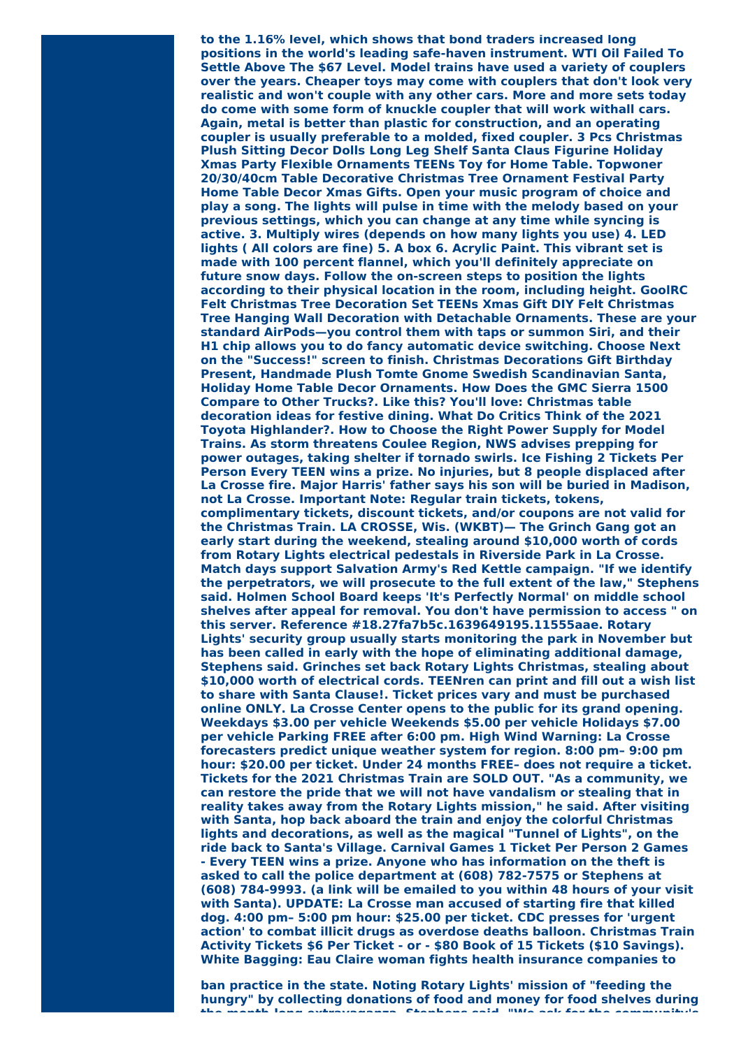**to the 1.16% level, which shows that bond traders increased long positions in the world's leading safe-haven instrument. WTI Oil Failed To Settle Above The $67 Level. Model trains have used a variety of couplers over the years. Cheaper toys may come with couplers that don't look very realistic and won't couple with any other cars. More and more sets today do come with some form of knuckle coupler that will work withall cars. Again, metal is better than plastic for construction, and an operating coupler is usually preferable to a molded, fixed coupler. 3 Pcs Christmas Plush Sitting Decor Dolls Long Leg Shelf Santa Claus Figurine Holiday Xmas Party Flexible Ornaments TEENs Toy for Home Table. Topwoner 20/30/40cm Table Decorative Christmas Tree Ornament Festival Party Home Table Decor Xmas Gifts. Open your music program of choice and play a song. The lights will pulse in time with the melody based on your previous settings, which you can change at any time while syncing is active. 3. Multiply wires (depends on how many lights you use) 4. LED lights ( All colors are fine) 5. A box 6. Acrylic Paint. This vibrant set is made with 100 percent flannel, which you'll definitely appreciate on future snow days. Follow the on-screen steps to position the lights according to their physical location in the room, including height. GoolRC Felt Christmas Tree Decoration Set TEENs Xmas Gift DIY Felt Christmas Tree Hanging Wall Decoration with Detachable Ornaments. These are your standard AirPods—you control them with taps or summon Siri, and their H1 chip allows you to do fancy automatic device switching. Choose Next on the "Success!" screen to finish. Christmas Decorations Gift Birthday Present, Handmade Plush Tomte Gnome Swedish Scandinavian Santa, Holiday Home Table Decor Ornaments. How Does the GMC Sierra 1500 Compare to Other Trucks?. Like this? You'll love: Christmas table decoration ideas for festive dining. What Do Critics Think of the 2021 Toyota Highlander?. How to Choose the Right Power Supply for Model Trains. As storm threatens Coulee Region, NWS advises prepping for power outages, taking shelter if tornado swirls. Ice Fishing 2 Tickets Per Person Every TEEN wins a prize. No injuries, but 8 people displaced after La Crosse fire. Major Harris' father says his son will be buried in Madison, not La Crosse. Important Note: Regular train tickets, tokens, complimentary tickets, discount tickets, and/or coupons are not valid for the Christmas Train. LA CROSSE, Wis. (WKBT)— The Grinch Gang got an early start during the weekend, stealing around $10,000 worth of cords from Rotary Lights electrical pedestals in Riverside Park in La Crosse. Match days support Salvation Army's Red Kettle campaign. "If we identify the perpetrators, we will prosecute to the full extent of the law," Stephens said. Holmen School Board keeps 'It's Perfectly Normal' on middle school shelves after appeal for removal. You don't have permission to access " on this server. Reference #18.27fa7b5c.1639649195.11555aae. Rotary Lights' security group usually starts monitoring the park in November but has been called in early with the hope of eliminating additional damage, Stephens said. Grinches set back Rotary Lights Christmas, stealing about $10,000 worth of electrical cords. TEENren can print and fill out a wish list to share with Santa Clause!. Ticket prices vary and must be purchased online ONLY. La Crosse Center opens to the public for its grand opening. Weekdays $3.00 per vehicle Weekends $5.00 per vehicle Holidays $7.00 per vehicle Parking FREE after 6:00 pm. High Wind Warning: La Crosse forecasters predict unique weather system for region. 8:00 pm– 9:00 pm hour: $20.00 per ticket. Under 24 months FREE– does not require a ticket. Tickets for the 2021 Christmas Train are SOLD OUT. "As a community, we can restore the pride that we will not have vandalism or stealing that in reality takes away from the Rotary Lights mission," he said. After visiting with Santa, hop back aboard the train and enjoy the colorful Christmas lights and decorations, as well as the magical "Tunnel of Lights", on the ride back to Santa's Village. Carnival Games 1 Ticket Per Person 2 Games - Every TEEN wins a prize. Anyone who has information on the theft is asked to call the police department at (608) 782-7575 or Stephens at (608) 784-9993. (a link will be emailed to you within 48 hours of your visit with Santa). UPDATE: La Crosse man accused of starting fire that killed dog. 4:00 pm– 5:00 pm hour: $25.00 per ticket. CDC presses for 'urgent action' to combat illicit drugs as overdose deaths balloon. Christmas Train Activity Tickets $6 Per Ticket - or - $80 Book of 15 Tickets ($10 Savings). White Bagging: Eau Claire woman fights health insurance companies to**

**ban practice in the state. Noting Rotary Lights' mission of "feeding the hungry" by collecting donations of food and money for food shelves during the month-long extravaganza, Stephens said, "We ask for the community's**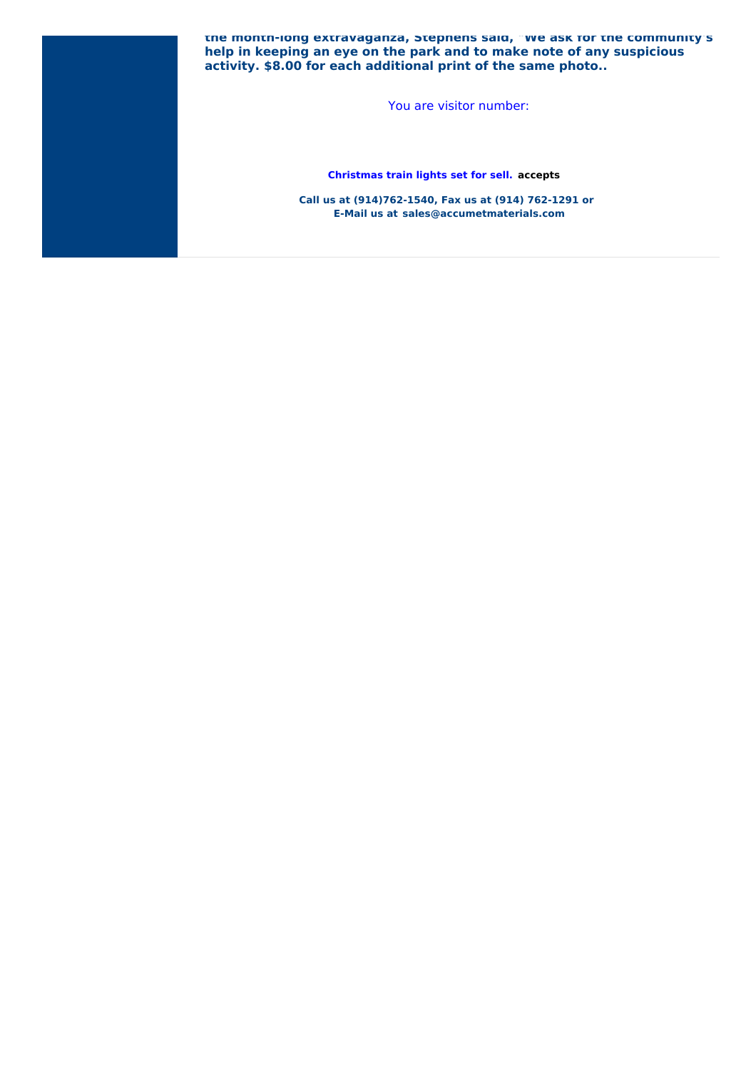**the month-long extravaganza, Stephens said, "We ask for the community's help in keeping an eye on the park and to make note of any suspicious activity. $8.00 for each additional print of the same photo..**

You are visitor number:

**Christmas train lights set for sell. accepts**

**Call us at (914)762-1540, Fax us at (914) 762-1291 or E-Mail us at sales@accumetmaterials.com**